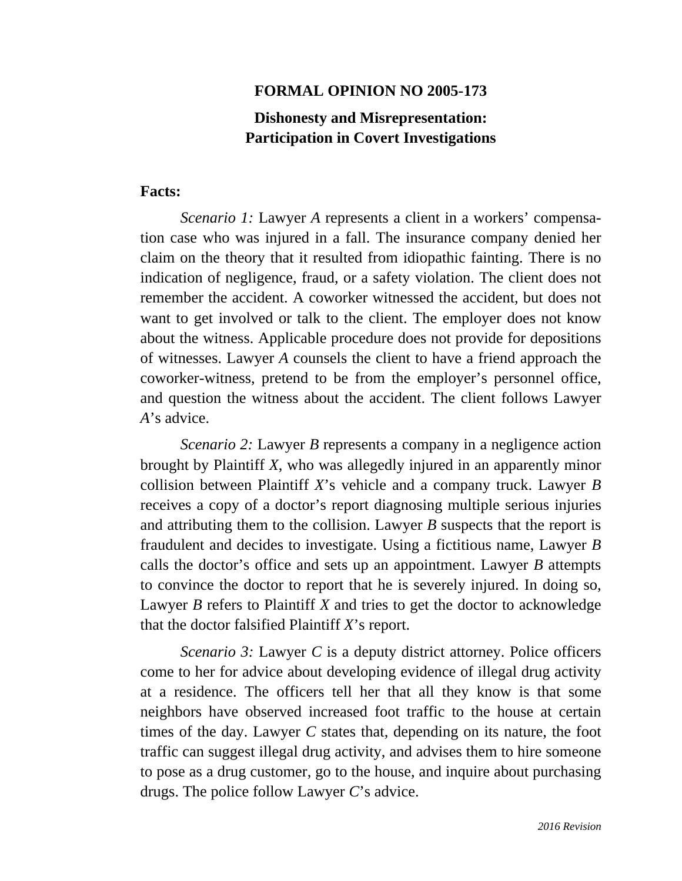# FORMAL OPINION NO 2005-173

## Dishonesty and Misrepresentation: Participation in Covert Investigations

**Facts:**

*Scenario 1:* Lawyer *A* represents a client in a workers' compensation case who was injured in a fall. The insurance company denied her claim on the theory that it resulted from idiopathic fainting. There is no indication of negligence, fraud, or a safety violation. The client does not remember the accident. A coworker witnessed the accident, but does not want to get involved or talk to the client. The employer does not know about the witness. Applicable procedure does not provide for depositions of witnesses. Lawyer *A* counsels the client to have a friend approach the coworker-witness, pretend to be from the employer's personnel office, and question the witness about the accident. The client follows Lawyer *A*'s advice.

*Scenario 2:* Lawyer *B* represents a company in a negligence action brought by Plaintiff *X*, who was allegedly injured in an apparently minor collision between Plaintiff *X*'s vehicle and a company truck. Lawyer *B* receives a copy of a doctor's report diagnosing multiple serious injuries and attributing them to the collision. Lawyer *B* suspects that the report is fraudulent and decides to investigate. Using a fictitious name, Lawyer *B* calls the doctor's office and sets up an appointment. Lawyer *B* attempts to convince the doctor to report that he is severely injured. In doing so, Lawyer *B* refers to Plaintiff *X* and tries to get the doctor to acknowledge that the doctor falsified Plaintiff *X*'s report.

*Scenario 3:* Lawyer *C* is a deputy district attorney. Police officers come to her for advice about developing evidence of illegal drug activity at a residence. The officers tell her that all they know is that some neighbors have observed increased foot traffic to the house at certain times of the day. Lawyer *C* states that, depending on its nature, the foot traffic can suggest illegal drug activity, and advises them to hire someone to pose as a drug customer, go to the house, and inquire about purchasing drugs. The police follow Lawyer *C*'s advice.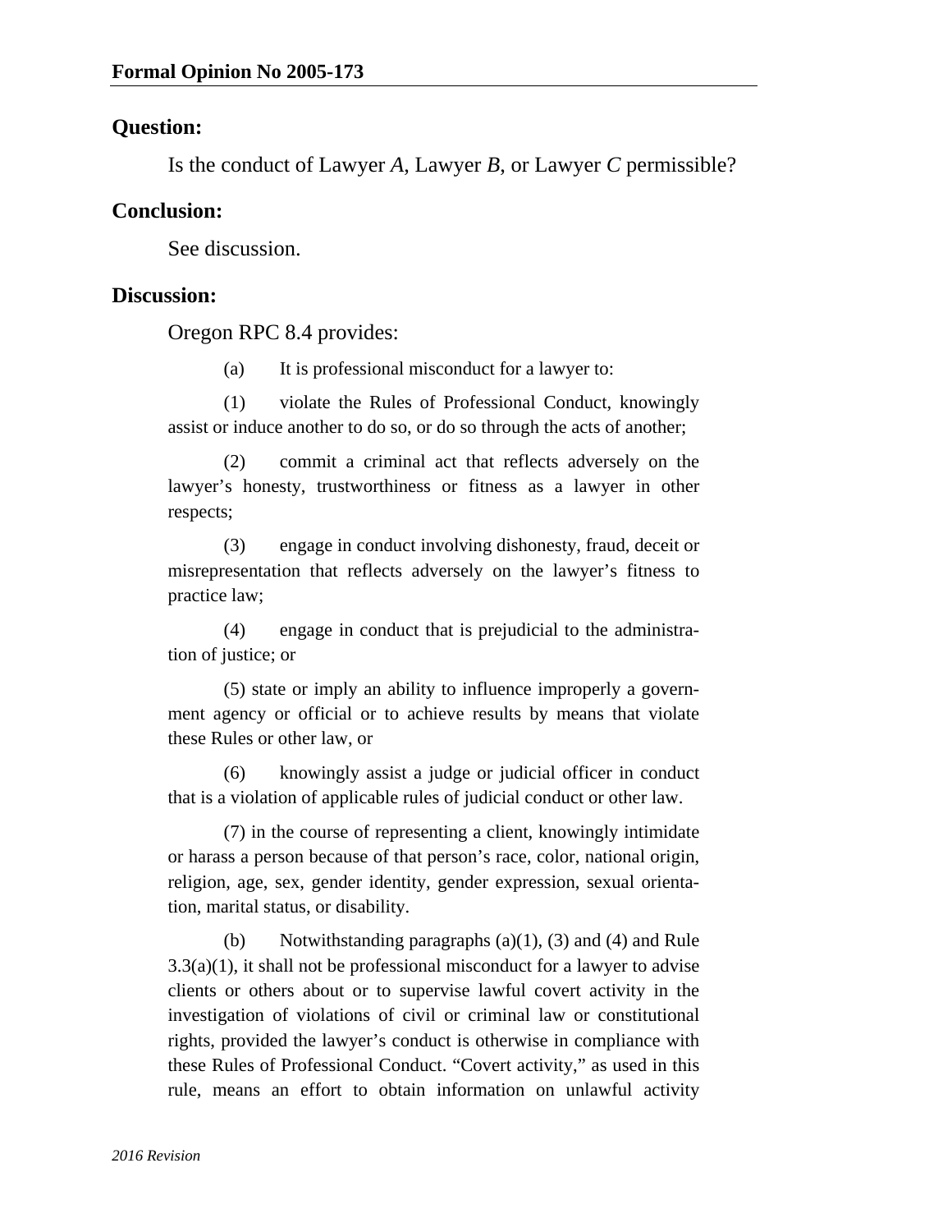**Formal Opinion No 2005-173**

## Question:

Is the conduct of Lawyer *A*, Lawyer *B*, or Lawyer *C* permissible?

## Conclusion:

See discussion.

## Discussion:

Oregon RPC 8.4 provides:

> (a) It is professional misconduct for a lawyer to:
>
> (1) violate the Rules of Professional Conduct, knowingly assist or induce another to do so, or do so through the acts of another;
>
> (2) commit a criminal act that reflects adversely on the lawyer's honesty, trustworthiness or fitness as a lawyer in other respects;
>
> (3) engage in conduct involving dishonesty, fraud, deceit or misrepresentation that reflects adversely on the lawyer's fitness to practice law;
>
> (4) engage in conduct that is prejudicial to the administration of justice; or
>
> (5) state or imply an ability to influence improperly a government agency or official or to achieve results by means that violate these Rules or other law, or
>
> (6) knowingly assist a judge or judicial officer in conduct that is a violation of applicable rules of judicial conduct or other law.
>
> (7) in the course of representing a client, knowingly intimidate or harass a person because of that person's race, color, national origin, religion, age, sex, gender identity, gender expression, sexual orientation, marital status, or disability.
>
> (b) Notwithstanding paragraphs (a)(1), (3) and (4) and Rule 3.3(a)(1), it shall not be professional misconduct for a lawyer to advise clients or others about or to supervise lawful covert activity in the investigation of violations of civil or criminal law or constitutional rights, provided the lawyer's conduct is otherwise in compliance with these Rules of Professional Conduct. "Covert activity," as used in this rule, means an effort to obtain information on unlawful activity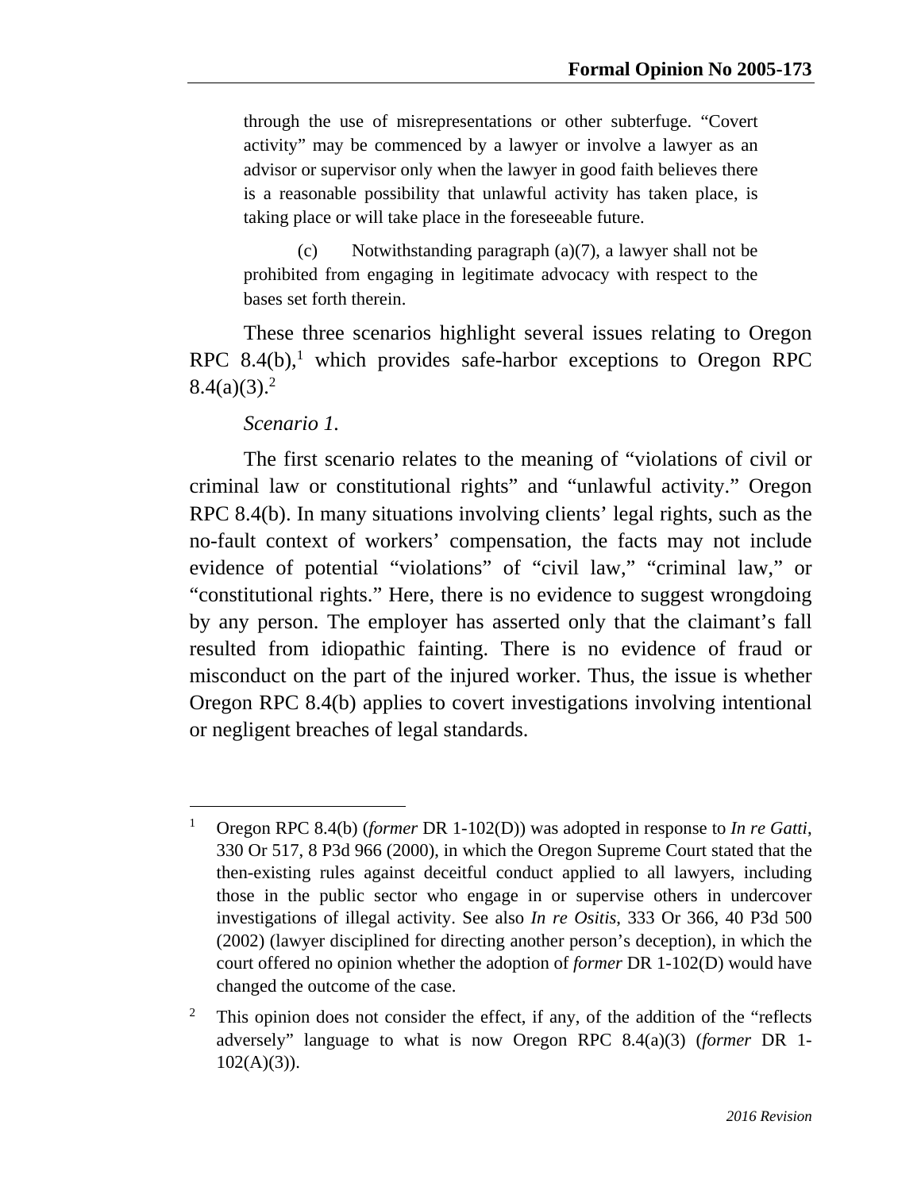> through the use of misrepresentations or other subterfuge. "Covert activity" may be commenced by a lawyer or involve a lawyer as an advisor or supervisor only when the lawyer in good faith believes there is a reasonable possibility that unlawful activity has taken place, is taking place or will take place in the foreseeable future.
>
> (c) Notwithstanding paragraph (a)(7), a lawyer shall not be prohibited from engaging in legitimate advocacy with respect to the bases set forth therein.

These three scenarios highlight several issues relating to Oregon RPC 8.4(b),[1] which provides safe-harbor exceptions to Oregon RPC 8.4(a)(3).[2]

*Scenario 1.*

The first scenario relates to the meaning of "violations of civil or criminal law or constitutional rights" and "unlawful activity." Oregon RPC 8.4(b). In many situations involving clients' legal rights, such as the no-fault context of workers' compensation, the facts may not include evidence of potential "violations" of "civil law," "criminal law," or "constitutional rights." Here, there is no evidence to suggest wrongdoing by any person. The employer has asserted only that the claimant's fall resulted from idiopathic fainting. There is no evidence of fraud or misconduct on the part of the injured worker. Thus, the issue is whether Oregon RPC 8.4(b) applies to covert investigations involving intentional or negligent breaches of legal standards.

---

[1] Oregon RPC 8.4(b) (*former* DR 1-102(D)) was adopted in response to *In re Gatti*, 330 Or 517, 8 P3d 966 (2000), in which the Oregon Supreme Court stated that the then-existing rules against deceitful conduct applied to all lawyers, including those in the public sector who engage in or supervise others in undercover investigations of illegal activity. See also *In re Ositis*, 333 Or 366, 40 P3d 500 (2002) (lawyer disciplined for directing another person's deception), in which the court offered no opinion whether the adoption of *former* DR 1-102(D) would have changed the outcome of the case.

[2] This opinion does not consider the effect, if any, of the addition of the "reflects adversely" language to what is now Oregon RPC 8.4(a)(3) (*former* DR 1-102(A)(3)).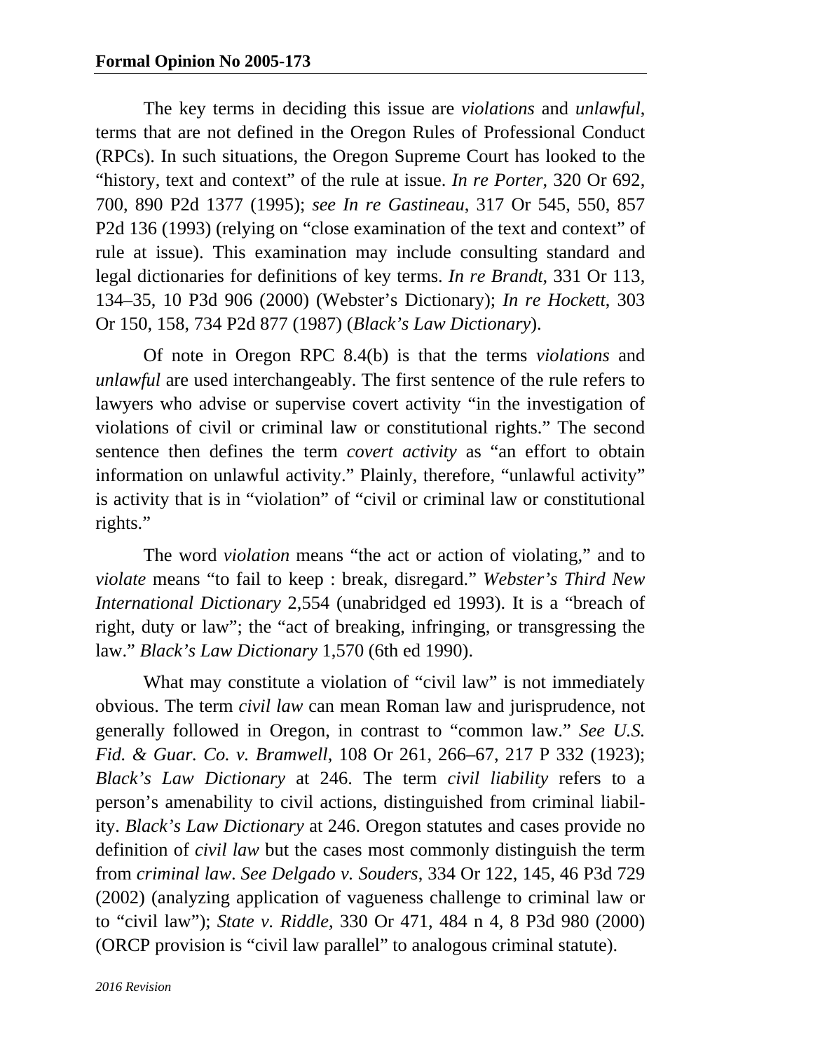The key terms in deciding this issue are *violations* and *unlawful*, terms that are not defined in the Oregon Rules of Professional Conduct (RPCs). In such situations, the Oregon Supreme Court has looked to the "history, text and context" of the rule at issue. *In re Porter*, 320 Or 692, 700, 890 P2d 1377 (1995); *see In re Gastineau*, 317 Or 545, 550, 857 P2d 136 (1993) (relying on "close examination of the text and context" of rule at issue). This examination may include consulting standard and legal dictionaries for definitions of key terms. *In re Brandt*, 331 Or 113, 134–35, 10 P3d 906 (2000) (Webster's Dictionary); *In re Hockett*, 303 Or 150, 158, 734 P2d 877 (1987) (*Black's Law Dictionary*).

Of note in Oregon RPC 8.4(b) is that the terms *violations* and *unlawful* are used interchangeably. The first sentence of the rule refers to lawyers who advise or supervise covert activity "in the investigation of violations of civil or criminal law or constitutional rights." The second sentence then defines the term *covert activity* as "an effort to obtain information on unlawful activity." Plainly, therefore, "unlawful activity" is activity that is in "violation" of "civil or criminal law or constitutional rights."

The word *violation* means "the act or action of violating," and to *violate* means "to fail to keep : break, disregard." *Webster's Third New International Dictionary* 2,554 (unabridged ed 1993). It is a "breach of right, duty or law"; the "act of breaking, infringing, or transgressing the law." *Black's Law Dictionary* 1,570 (6th ed 1990).

What may constitute a violation of "civil law" is not immediately obvious. The term *civil law* can mean Roman law and jurisprudence, not generally followed in Oregon, in contrast to "common law." *See U.S. Fid. & Guar. Co. v. Bramwell*, 108 Or 261, 266–67, 217 P 332 (1923); *Black's Law Dictionary* at 246. The term *civil liability* refers to a person's amenability to civil actions, distinguished from criminal liability. *Black's Law Dictionary* at 246. Oregon statutes and cases provide no definition of *civil law* but the cases most commonly distinguish the term from *criminal law*. *See Delgado v. Souders*, 334 Or 122, 145, 46 P3d 729 (2002) (analyzing application of vagueness challenge to criminal law or to "civil law"); *State v. Riddle*, 330 Or 471, 484 n 4, 8 P3d 980 (2000) (ORCP provision is "civil law parallel" to analogous criminal statute).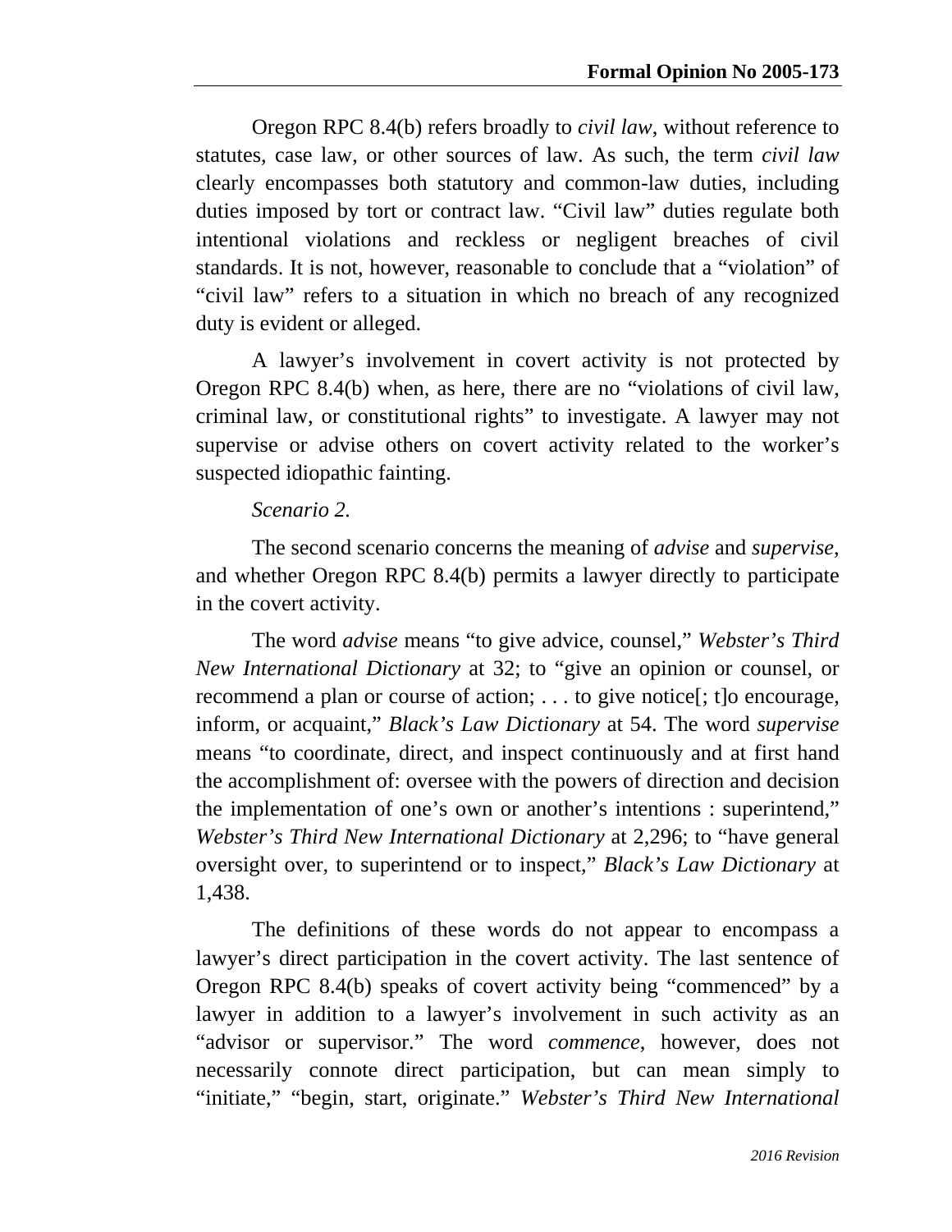Oregon RPC 8.4(b) refers broadly to *civil law*, without reference to statutes, case law, or other sources of law. As such, the term *civil law* clearly encompasses both statutory and common-law duties, including duties imposed by tort or contract law. "Civil law" duties regulate both intentional violations and reckless or negligent breaches of civil standards. It is not, however, reasonable to conclude that a "violation" of "civil law" refers to a situation in which no breach of any recognized duty is evident or alleged.

A lawyer's involvement in covert activity is not protected by Oregon RPC 8.4(b) when, as here, there are no "violations of civil law, criminal law, or constitutional rights" to investigate. A lawyer may not supervise or advise others on covert activity related to the worker's suspected idiopathic fainting.

*Scenario 2.*

The second scenario concerns the meaning of *advise* and *supervise*, and whether Oregon RPC 8.4(b) permits a lawyer directly to participate in the covert activity.

The word *advise* means "to give advice, counsel," *Webster's Third New International Dictionary* at 32; to "give an opinion or counsel, or recommend a plan or course of action; . . . to give notice[; t]o encourage, inform, or acquaint," *Black's Law Dictionary* at 54. The word *supervise* means "to coordinate, direct, and inspect continuously and at first hand the accomplishment of: oversee with the powers of direction and decision the implementation of one's own or another's intentions : superintend," *Webster's Third New International Dictionary* at 2,296; to "have general oversight over, to superintend or to inspect," *Black's Law Dictionary* at 1,438.

The definitions of these words do not appear to encompass a lawyer's direct participation in the covert activity. The last sentence of Oregon RPC 8.4(b) speaks of covert activity being "commenced" by a lawyer in addition to a lawyer's involvement in such activity as an "advisor or supervisor." The word *commence*, however, does not necessarily connote direct participation, but can mean simply to "initiate," "begin, start, originate." *Webster's Third New International*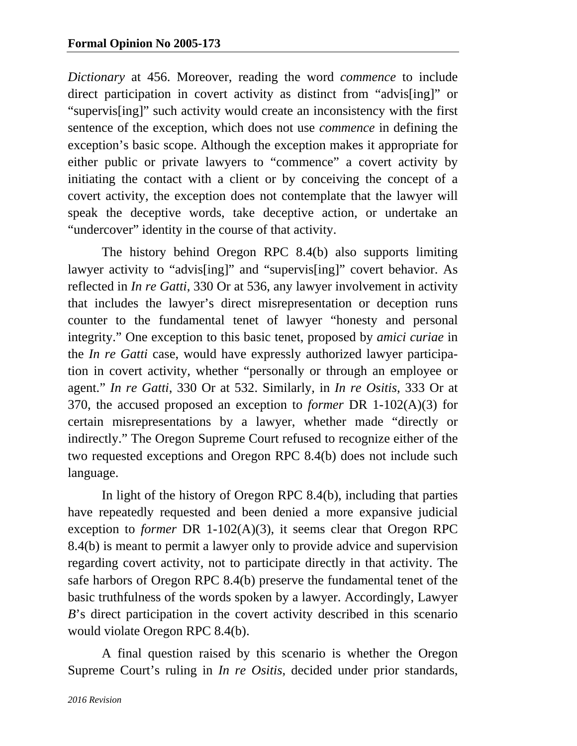*Dictionary* at 456. Moreover, reading the word *commence* to include direct participation in covert activity as distinct from "advis[ing]" or "supervis[ing]" such activity would create an inconsistency with the first sentence of the exception, which does not use *commence* in defining the exception's basic scope. Although the exception makes it appropriate for either public or private lawyers to "commence" a covert activity by initiating the contact with a client or by conceiving the concept of a covert activity, the exception does not contemplate that the lawyer will speak the deceptive words, take deceptive action, or undertake an "undercover" identity in the course of that activity.

The history behind Oregon RPC 8.4(b) also supports limiting lawyer activity to "advis[ing]" and "supervis[ing]" covert behavior. As reflected in *In re Gatti*, 330 Or at 536, any lawyer involvement in activity that includes the lawyer's direct misrepresentation or deception runs counter to the fundamental tenet of lawyer "honesty and personal integrity." One exception to this basic tenet, proposed by *amici curiae* in the *In re Gatti* case, would have expressly authorized lawyer participation in covert activity, whether "personally or through an employee or agent." *In re Gatti*, 330 Or at 532. Similarly, in *In re Ositis*, 333 Or at 370, the accused proposed an exception to *former* DR 1-102(A)(3) for certain misrepresentations by a lawyer, whether made "directly or indirectly." The Oregon Supreme Court refused to recognize either of the two requested exceptions and Oregon RPC 8.4(b) does not include such language.

In light of the history of Oregon RPC 8.4(b), including that parties have repeatedly requested and been denied a more expansive judicial exception to *former* DR 1-102(A)(3), it seems clear that Oregon RPC 8.4(b) is meant to permit a lawyer only to provide advice and supervision regarding covert activity, not to participate directly in that activity. The safe harbors of Oregon RPC 8.4(b) preserve the fundamental tenet of the basic truthfulness of the words spoken by a lawyer. Accordingly, Lawyer *B*'s direct participation in the covert activity described in this scenario would violate Oregon RPC 8.4(b).

A final question raised by this scenario is whether the Oregon Supreme Court's ruling in *In re Ositis*, decided under prior standards,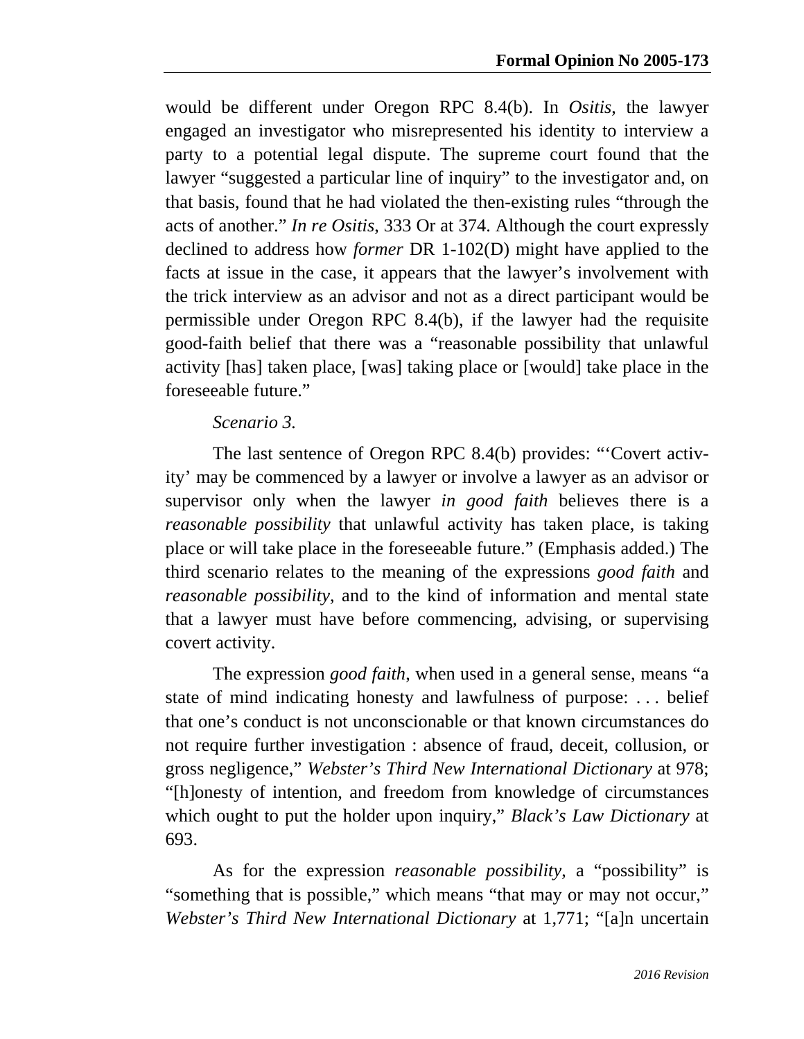would be different under Oregon RPC 8.4(b). In *Ositis*, the lawyer engaged an investigator who misrepresented his identity to interview a party to a potential legal dispute. The supreme court found that the lawyer "suggested a particular line of inquiry" to the investigator and, on that basis, found that he had violated the then-existing rules "through the acts of another." *In re Ositis*, 333 Or at 374. Although the court expressly declined to address how *former* DR 1-102(D) might have applied to the facts at issue in the case, it appears that the lawyer's involvement with the trick interview as an advisor and not as a direct participant would be permissible under Oregon RPC 8.4(b), if the lawyer had the requisite good-faith belief that there was a "reasonable possibility that unlawful activity [has] taken place, [was] taking place or [would] take place in the foreseeable future."

*Scenario 3.*

The last sentence of Oregon RPC 8.4(b) provides: "'Covert activity' may be commenced by a lawyer or involve a lawyer as an advisor or supervisor only when the lawyer *in good faith* believes there is a *reasonable possibility* that unlawful activity has taken place, is taking place or will take place in the foreseeable future." (Emphasis added.) The third scenario relates to the meaning of the expressions *good faith* and *reasonable possibility*, and to the kind of information and mental state that a lawyer must have before commencing, advising, or supervising covert activity.

The expression *good faith*, when used in a general sense, means "a state of mind indicating honesty and lawfulness of purpose: . . . belief that one's conduct is not unconscionable or that known circumstances do not require further investigation : absence of fraud, deceit, collusion, or gross negligence," *Webster's Third New International Dictionary* at 978; "[h]onesty of intention, and freedom from knowledge of circumstances which ought to put the holder upon inquiry," *Black's Law Dictionary* at 693.

As for the expression *reasonable possibility*, a "possibility" is "something that is possible," which means "that may or may not occur," *Webster's Third New International Dictionary* at 1,771; "[a]n uncertain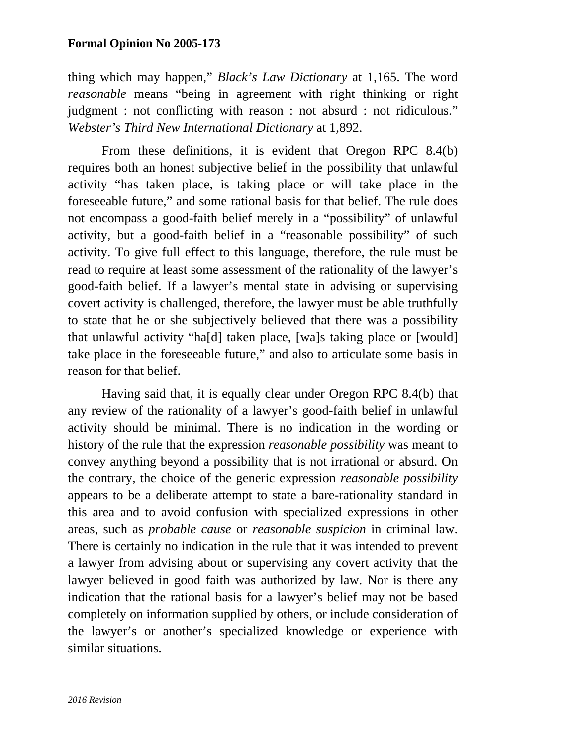thing which may happen," *Black's Law Dictionary* at 1,165. The word *reasonable* means "being in agreement with right thinking or right judgment : not conflicting with reason : not absurd : not ridiculous." *Webster's Third New International Dictionary* at 1,892.

From these definitions, it is evident that Oregon RPC 8.4(b) requires both an honest subjective belief in the possibility that unlawful activity "has taken place, is taking place or will take place in the foreseeable future," and some rational basis for that belief. The rule does not encompass a good-faith belief merely in a "possibility" of unlawful activity, but a good-faith belief in a "reasonable possibility" of such activity. To give full effect to this language, therefore, the rule must be read to require at least some assessment of the rationality of the lawyer's good-faith belief. If a lawyer's mental state in advising or supervising covert activity is challenged, therefore, the lawyer must be able truthfully to state that he or she subjectively believed that there was a possibility that unlawful activity "ha[d] taken place, [wa]s taking place or [would] take place in the foreseeable future," and also to articulate some basis in reason for that belief.

Having said that, it is equally clear under Oregon RPC 8.4(b) that any review of the rationality of a lawyer's good-faith belief in unlawful activity should be minimal. There is no indication in the wording or history of the rule that the expression *reasonable possibility* was meant to convey anything beyond a possibility that is not irrational or absurd. On the contrary, the choice of the generic expression *reasonable possibility* appears to be a deliberate attempt to state a bare-rationality standard in this area and to avoid confusion with specialized expressions in other areas, such as *probable cause* or *reasonable suspicion* in criminal law. There is certainly no indication in the rule that it was intended to prevent a lawyer from advising about or supervising any covert activity that the lawyer believed in good faith was authorized by law. Nor is there any indication that the rational basis for a lawyer's belief may not be based completely on information supplied by others, or include consideration of the lawyer's or another's specialized knowledge or experience with similar situations.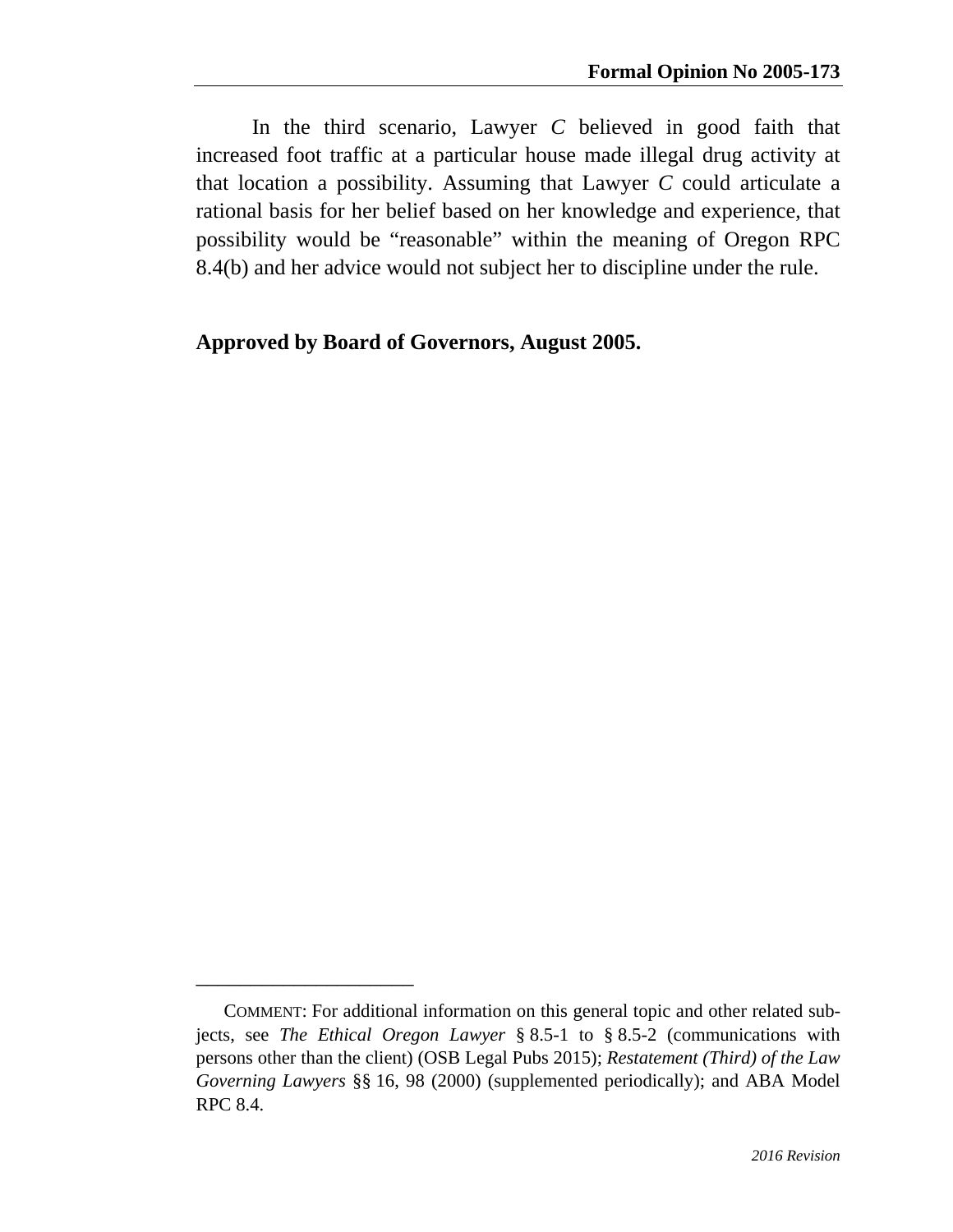In the third scenario, Lawyer *C* believed in good faith that increased foot traffic at a particular house made illegal drug activity at that location a possibility. Assuming that Lawyer *C* could articulate a rational basis for her belief based on her knowledge and experience, that possibility would be "reasonable" within the meaning of Oregon RPC 8.4(b) and her advice would not subject her to discipline under the rule.

**Approved by Board of Governors, August 2005.**

---

COMMENT: For additional information on this general topic and other related subjects, see *The Ethical Oregon Lawyer* § 8.5-1 to § 8.5-2 (communications with persons other than the client) (OSB Legal Pubs 2015); *Restatement (Third) of the Law Governing Lawyers* §§ 16, 98 (2000) (supplemented periodically); and ABA Model RPC 8.4.